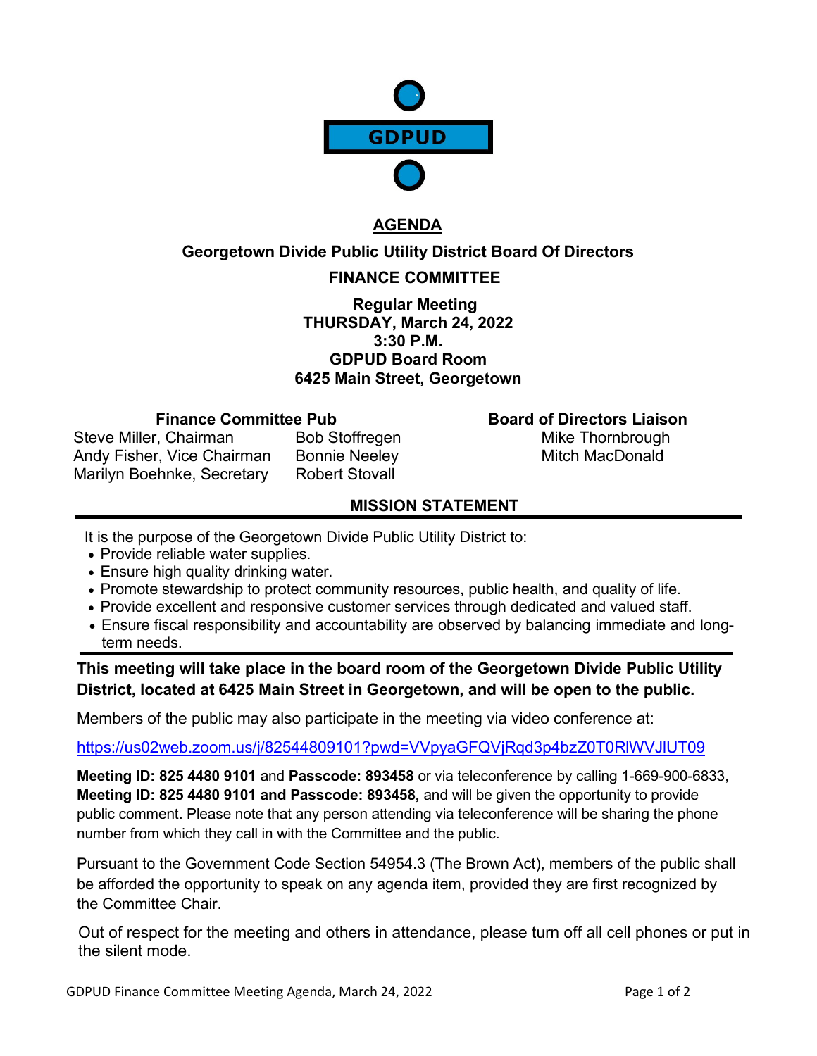GDPUD

# AGENDA

## Georgetown Divide Public Utility District Board Of Directors

## FINANCE COMMITTEE

**Regular Meeting**
**THURSDAY, March 24, 2022**
**3:30 P.M.**
**GDPUD Board Room**
**6425 Main Street, Georgetown**

| Finance Committee Pub | | Board of Directors Liaison |
|---|---|---|
| Steve Miller, Chairman | Bob Stoffregen | Mike Thornbrough |
| Andy Fisher, Vice Chairman | Bonnie Neeley | Mitch MacDonald |
| Marilyn Boehnke, Secretary | Robert Stovall | |

### MISSION STATEMENT

It is the purpose of the Georgetown Divide Public Utility District to:

- Provide reliable water supplies.
- Ensure high quality drinking water.
- Promote stewardship to protect community resources, public health, and quality of life.
- Provide excellent and responsive customer services through dedicated and valued staff.
- Ensure fiscal responsibility and accountability are observed by balancing immediate and long-term needs.

**This meeting will take place in the board room of the Georgetown Divide Public Utility District, located at 6425 Main Street in Georgetown, and will be open to the public.**

Members of the public may also participate in the meeting via video conference at:

https://us02web.zoom.us/j/82544809101?pwd=VVpyaGFQVjRqd3p4bzZ0T0RlWVJlUT09

**Meeting ID: 825 4480 9101** and **Passcode: 893458** or via teleconference by calling 1-669-900-6833, **Meeting ID: 825 4480 9101 and Passcode: 893458,** and will be given the opportunity to provide public comment**.** Please note that any person attending via teleconference will be sharing the phone number from which they call in with the Committee and the public.

Pursuant to the Government Code Section 54954.3 (The Brown Act), members of the public shall be afforded the opportunity to speak on any agenda item, provided they are first recognized by the Committee Chair.

Out of respect for the meeting and others in attendance, please turn off all cell phones or put in the silent mode.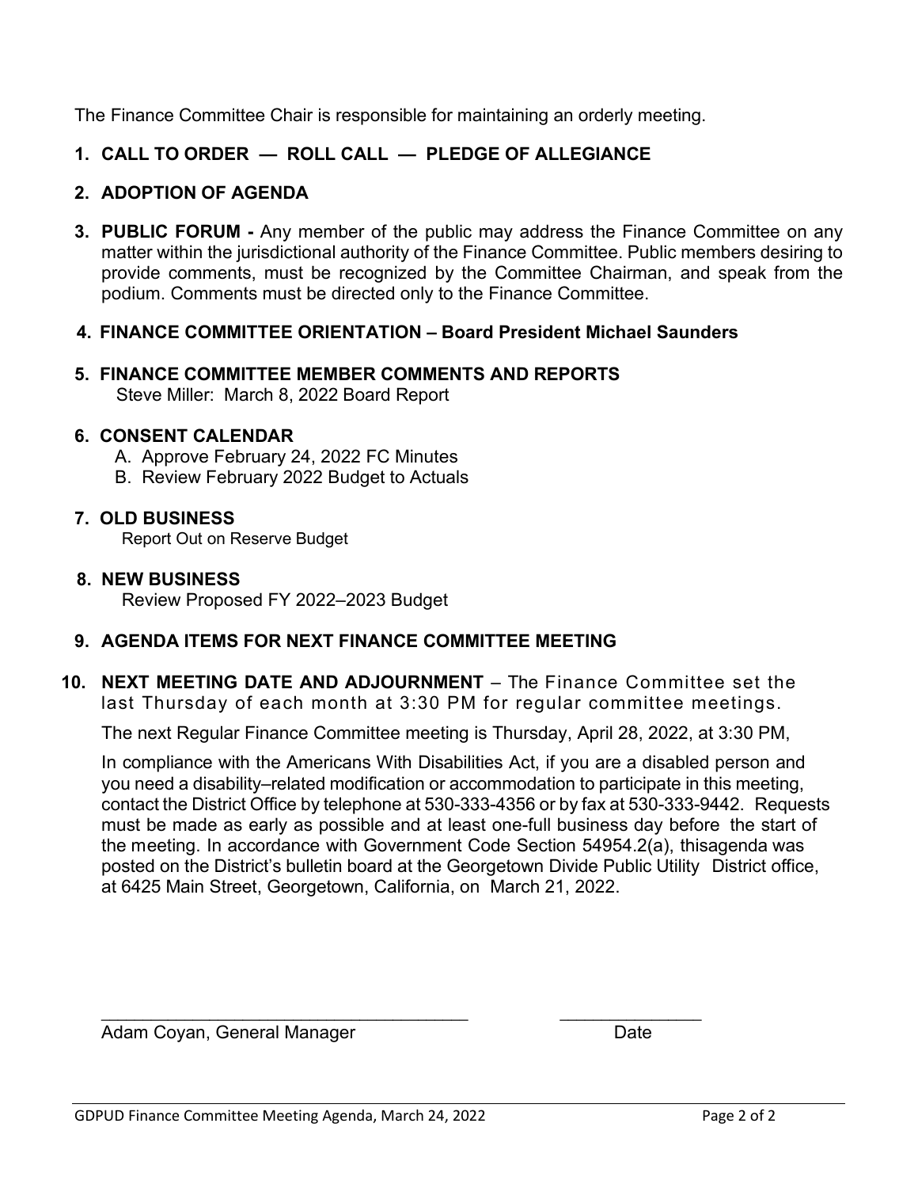The Finance Committee Chair is responsible for maintaining an orderly meeting.

1. **CALL TO ORDER — ROLL CALL — PLEDGE OF ALLEGIANCE**

2. **ADOPTION OF AGENDA**

3. **PUBLIC FORUM -** Any member of the public may address the Finance Committee on any matter within the jurisdictional authority of the Finance Committee. Public members desiring to provide comments, must be recognized by the Committee Chairman, and speak from the podium. Comments must be directed only to the Finance Committee.

4. **FINANCE COMMITTEE ORIENTATION – Board President Michael Saunders**

5. **FINANCE COMMITTEE MEMBER COMMENTS AND REPORTS**
   Steve Miller: March 8, 2022 Board Report

6. **CONSENT CALENDAR**
   A. Approve February 24, 2022 FC Minutes
   B. Review February 2022 Budget to Actuals

7. **OLD BUSINESS**
   Report Out on Reserve Budget

8. **NEW BUSINESS**
   Review Proposed FY 2022–2023 Budget

9. **AGENDA ITEMS FOR NEXT FINANCE COMMITTEE MEETING**

10. **NEXT MEETING DATE AND ADJOURNMENT** – The Finance Committee set the last Thursday of each month at 3:30 PM for regular committee meetings.

    The next Regular Finance Committee meeting is Thursday, April 28, 2022, at 3:30 PM,

    In compliance with the Americans With Disabilities Act, if you are a disabled person and you need a disability–related modification or accommodation to participate in this meeting, contact the District Office by telephone at 530-333-4356 or by fax at 530-333-9442. Requests must be made as early as possible and at least one-full business day before the start of the meeting. In accordance with Government Code Section 54954.2(a), thisagenda was posted on the District's bulletin board at the Georgetown Divide Public Utility District office, at 6425 Main Street, Georgetown, California, on March 21, 2022.

_____________________________________ _______________

Adam Coyan, General Manager Date